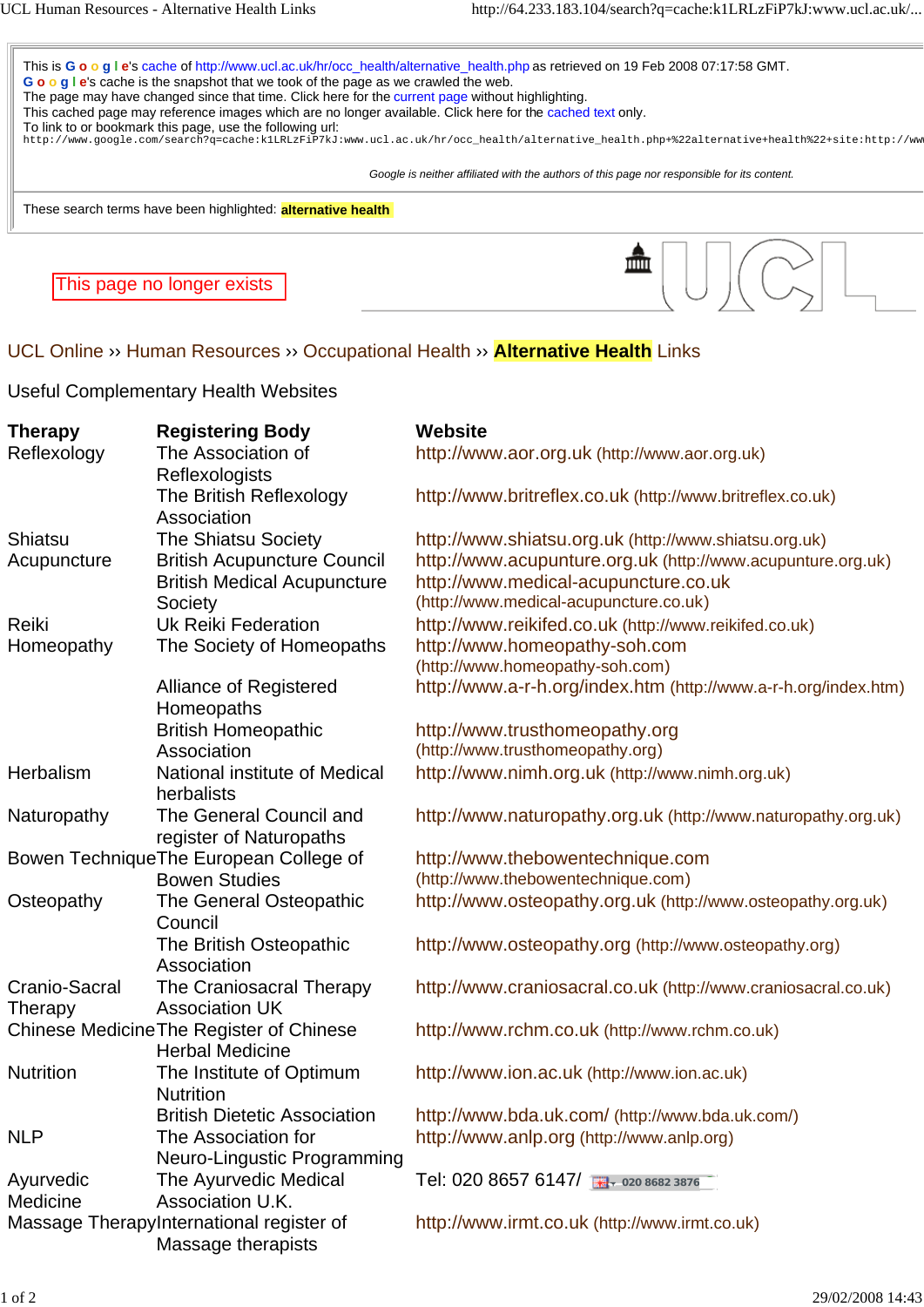This is Google's cache of http://www.ucl.ac.uk/hr/occ_health/alternative_health.php as retrieved on 19 Feb 2008 07:17:58 GMT.
Google's cache is the snapshot that we took of the page as we crawled the web.
The page may have changed since that time. Click here for the current page without highlighting.
This cached page may reference images which are no longer available. Click here for the cached text only.
To link to or bookmark this page, use the following url:
http://www.google.com/search?q=cache:k1LRLzFiP7kJ:www.ucl.ac.uk/hr/occ_health/alternative_health.php+%22alternative+health%22+site:http://ww

*Google is neither affiliated with the authors of this page nor responsible for its content.*

These search terms have been highlighted: **alternative health**

This page no longer exists

UCL

UCL Online ›› Human Resources ›› Occupational Health ›› **Alternative Health** Links

Useful Complementary Health Websites

| Therapy | Registering Body | Website |
|---|---|---|
| Reflexology | The Association of Reflexologists | http://www.aor.org.uk (http://www.aor.org.uk) |
| | The British Reflexology Association | http://www.britreflex.co.uk (http://www.britreflex.co.uk) |
| Shiatsu | The Shiatsu Society | http://www.shiatsu.org.uk (http://www.shiatsu.org.uk) |
| Acupuncture | British Acupuncture Council | http://www.acupunture.org.uk (http://www.acupunture.org.uk) |
| | British Medical Acupuncture Society | http://www.medical-acupuncture.co.uk (http://www.medical-acupuncture.co.uk) |
| Reiki | Uk Reiki Federation | http://www.reikifed.co.uk (http://www.reikifed.co.uk) |
| Homeopathy | The Society of Homeopaths | http://www.homeopathy-soh.com (http://www.homeopathy-soh.com) |
| | Alliance of Registered Homeopaths | http://www.a-r-h.org/index.htm (http://www.a-r-h.org/index.htm) |
| | British Homeopathic Association | http://www.trusthomeopathy.org (http://www.trusthomeopathy.org) |
| Herbalism | National institute of Medical herbalists | http://www.nimh.org.uk (http://www.nimh.org.uk) |
| Naturopathy | The General Council and register of Naturopaths | http://www.naturopathy.org.uk (http://www.naturopathy.org.uk) |
| Bowen Technique | The European College of Bowen Studies | http://www.thebowentechnique.com (http://www.thebowentechnique.com) |
| Osteopathy | The General Osteopathic Council | http://www.osteopathy.org.uk (http://www.osteopathy.org.uk) |
| | The British Osteopathic Association | http://www.osteopathy.org (http://www.osteopathy.org) |
| Cranio-Sacral Therapy | The Craniosacral Therapy Association UK | http://www.craniosacral.co.uk (http://www.craniosacral.co.uk) |
| Chinese Medicine | The Register of Chinese Herbal Medicine | http://www.rchm.co.uk (http://www.rchm.co.uk) |
| Nutrition | The Institute of Optimum Nutrition | http://www.ion.ac.uk (http://www.ion.ac.uk) |
| | British Dietetic Association | http://www.bda.uk.com/ (http://www.bda.uk.com/) |
| NLP | The Association for Neuro-Lingustic Programming | http://www.anlp.org (http://www.anlp.org) |
| Ayurvedic Medicine | The Ayurvedic Medical Association U.K. | Tel: 020 8657 6147/ 020 8682 3876 |
| Massage Therapy | International register of Massage therapists | http://www.irmt.co.uk (http://www.irmt.co.uk) |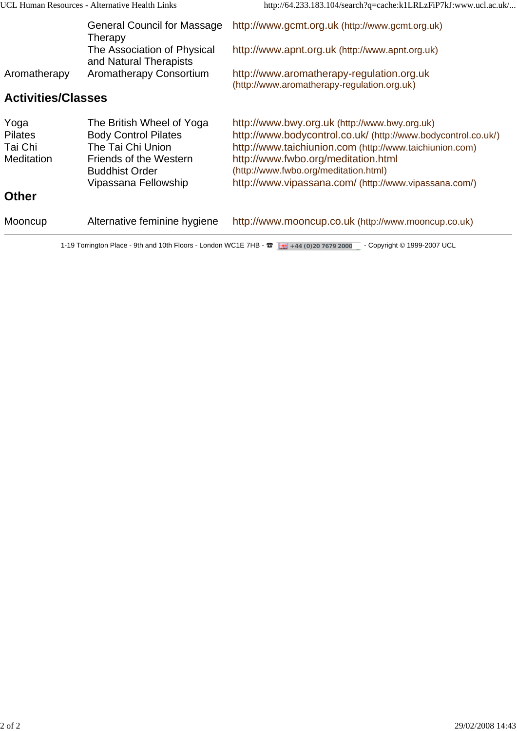| | | |
|---|---|---|
| | General Council for Massage Therapy | http://www.gcmt.org.uk (http://www.gcmt.org.uk) |
| | The Association of Physical and Natural Therapists | http://www.apnt.org.uk (http://www.apnt.org.uk) |
| Aromatherapy | Aromatherapy Consortium | http://www.aromatherapy-regulation.org.uk (http://www.aromatherapy-regulation.org.uk) |

## Activities/Classes

| | | |
|---|---|---|
| Yoga | The British Wheel of Yoga | http://www.bwy.org.uk (http://www.bwy.org.uk) |
| Pilates | Body Control Pilates | http://www.bodycontrol.co.uk/ (http://www.bodycontrol.co.uk/) |
| Tai Chi | The Tai Chi Union | http://www.taichiunion.com (http://www.taichiunion.com) |
| Meditation | Friends of the Western Buddhist Order | http://www.fwbo.org/meditation.html (http://www.fwbo.org/meditation.html) |
| | Vipassana Fellowship | http://www.vipassana.com/ (http://www.vipassana.com/) |

## Other

| | | |
|---|---|---|
| Mooncup | Alternative feminine hygiene | http://www.mooncup.co.uk (http://www.mooncup.co.uk) |

---

1-19 Torrington Place - 9th and 10th Floors - London WC1E 7HB - ☎ +44 (0)20 7679 2000 - Copyright © 1999-2007 UCL